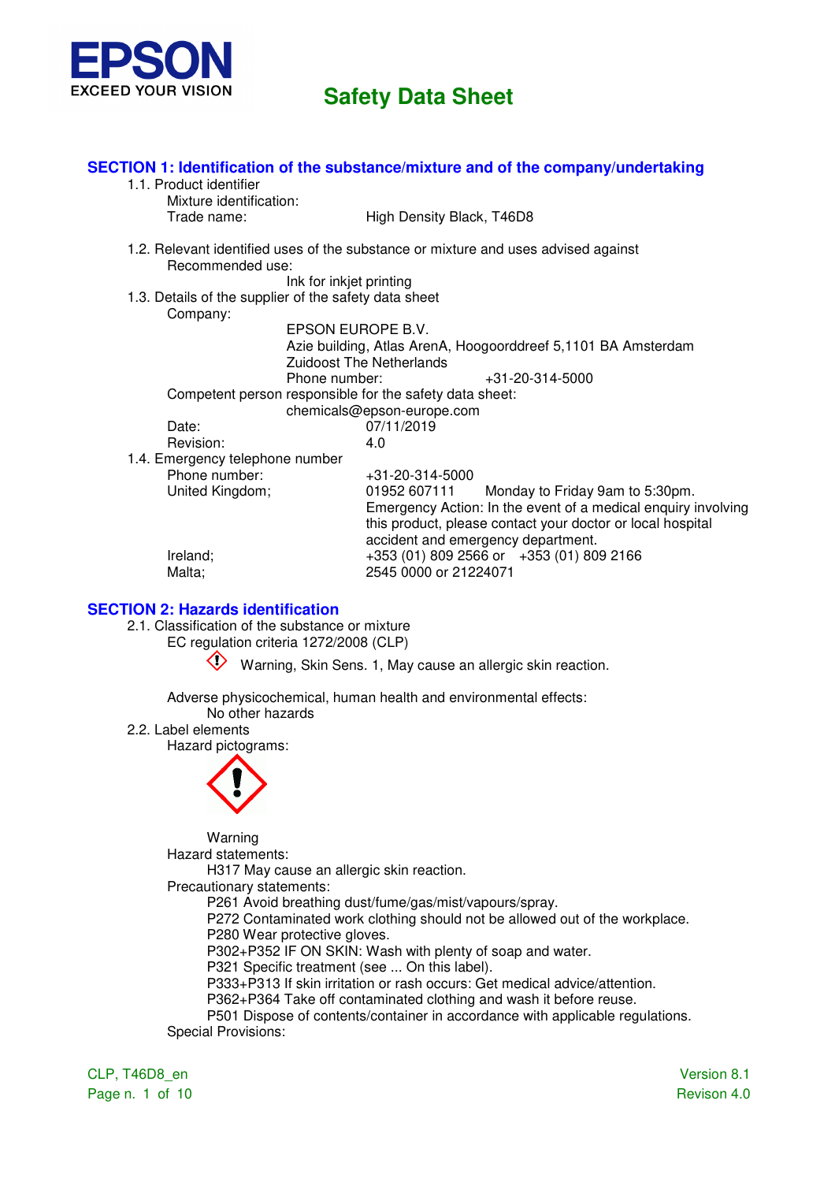EPSON
EXCEED YOUR VISION

# Safety Data Sheet

## SECTION 1: Identification of the substance/mixture and of the company/undertaking

1.1. Product identifier

Mixture identification:

Trade name: High Density Black, T46D8

1.2. Relevant identified uses of the substance or mixture and uses advised against

Recommended use:

Ink for inkjet printing

1.3. Details of the supplier of the safety data sheet

Company:

EPSON EUROPE B.V.
Azie building, Atlas ArenA, Hoogoorddreef 5,1101 BA Amsterdam
Zuidoost The Netherlands
Phone number: +31-20-314-5000

Competent person responsible for the safety data sheet:

chemicals@epson-europe.com

Date: 07/11/2019
Revision: 4.0

1.4. Emergency telephone number

Phone number: +31-20-314-5000
United Kingdom; 01952 607111 Monday to Friday 9am to 5:30pm.
Emergency Action: In the event of a medical enquiry involving this product, please contact your doctor or local hospital accident and emergency department.
Ireland; +353 (01) 809 2566 or +353 (01) 809 2166
Malta; 2545 0000 or 21224071

## SECTION 2: Hazards identification

2.1. Classification of the substance or mixture

EC regulation criteria 1272/2008 (CLP)

Warning, Skin Sens. 1, May cause an allergic skin reaction.

Adverse physicochemical, human health and environmental effects:

No other hazards

2.2. Label elements

Hazard pictograms:

Warning

Hazard statements:

H317 May cause an allergic skin reaction.

Precautionary statements:

P261 Avoid breathing dust/fume/gas/mist/vapours/spray.
P272 Contaminated work clothing should not be allowed out of the workplace.
P280 Wear protective gloves.
P302+P352 IF ON SKIN: Wash with plenty of soap and water.
P321 Specific treatment (see ... On this label).
P333+P313 If skin irritation or rash occurs: Get medical advice/attention.
P362+P364 Take off contaminated clothing and wash it before reuse.
P501 Dispose of contents/container in accordance with applicable regulations.

Special Provisions: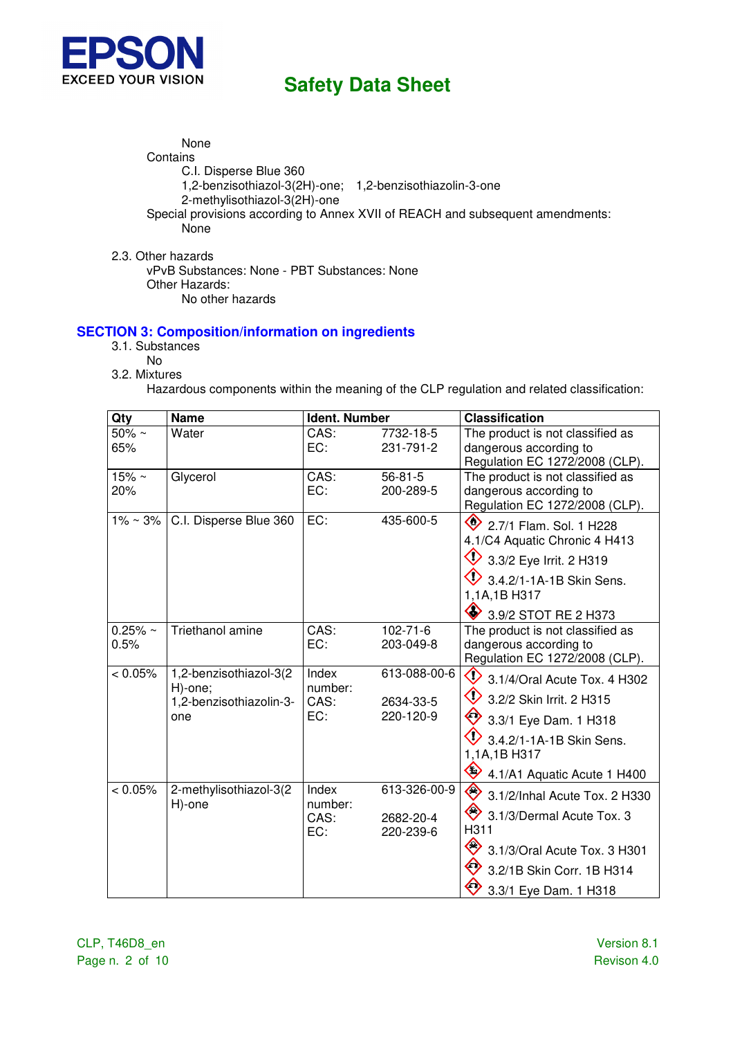None

Contains

C.I. Disperse Blue 360
1,2-benzisothiazol-3(2H)-one; 1,2-benzisothiazolin-3-one
2-methylisothiazol-3(2H)-one

Special provisions according to Annex XVII of REACH and subsequent amendments:

None

2.3. Other hazards

vPvB Substances: None - PBT Substances: None
Other Hazards:

No other hazards

## SECTION 3: Composition/information on ingredients

3.1. Substances

No

3.2. Mixtures

Hazardous components within the meaning of the CLP regulation and related classification:

| Qty | Name | Ident. Number | | Classification |
|---|---|---|---|---|
| 50% ~ 65% | Water | CAS:<br>EC: | 7732-18-5<br>231-791-2 | The product is not classified as dangerous according to Regulation EC 1272/2008 (CLP). |
| 15% ~ 20% | Glycerol | CAS:<br>EC: | 56-81-5<br>200-289-5 | The product is not classified as dangerous according to Regulation EC 1272/2008 (CLP). |
| 1% ~ 3% | C.I. Disperse Blue 360 | EC: | 435-600-5 | 2.7/1 Flam. Sol. 1 H228<br>4.1/C4 Aquatic Chronic 4 H413<br>3.3/2 Eye Irrit. 2 H319<br>3.4.2/1-1A-1B Skin Sens. 1,1A,1B H317<br>3.9/2 STOT RE 2 H373 |
| 0.25% ~ 0.5% | Triethanol amine | CAS:<br>EC: | 102-71-6<br>203-049-8 | The product is not classified as dangerous according to Regulation EC 1272/2008 (CLP). |
| < 0.05% | 1,2-benzisothiazol-3(2H)-one; 1,2-benzisothiazolin-3-one | Index number:<br>CAS:<br>EC: | 613-088-00-6<br>2634-33-5<br>220-120-9 | 3.1/4/Oral Acute Tox. 4 H302<br>3.2/2 Skin Irrit. 2 H315<br>3.3/1 Eye Dam. 1 H318<br>3.4.2/1-1A-1B Skin Sens. 1,1A,1B H317<br>4.1/A1 Aquatic Acute 1 H400 |
| < 0.05% | 2-methylisothiazol-3(2H)-one | Index number:<br>CAS:<br>EC: | 613-326-00-9<br>2682-20-4<br>220-239-6 | 3.1/2/Inhal Acute Tox. 2 H330<br>3.1/3/Dermal Acute Tox. 3 H311<br>3.1/3/Oral Acute Tox. 3 H301<br>3.2/1B Skin Corr. 1B H314<br>3.3/1 Eye Dam. 1 H318 |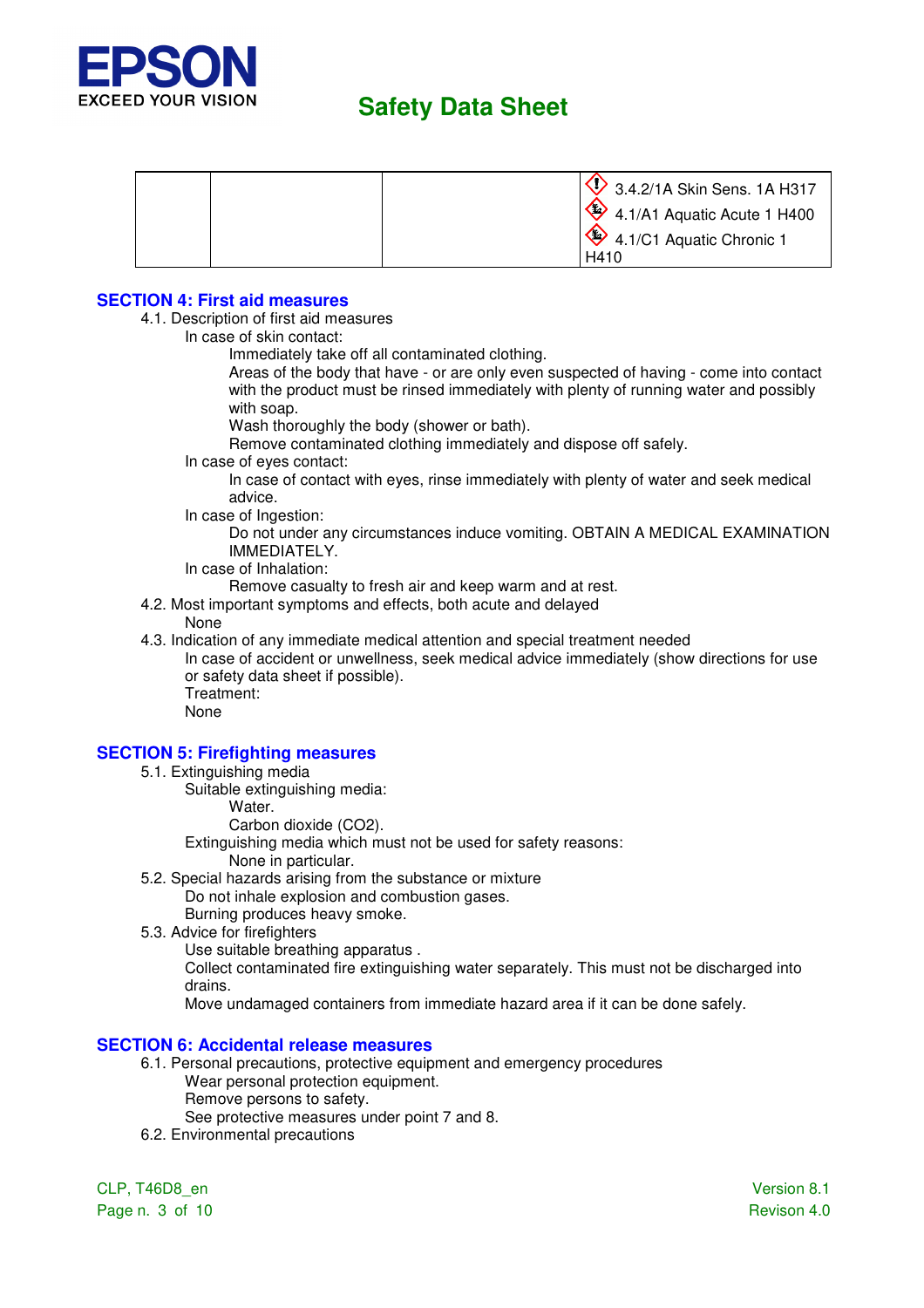| | | | |
|---|---|---|---|
| | | | 3.4.2/1A Skin Sens. 1A H317<br>4.1/A1 Aquatic Acute 1 H400<br>4.1/C1 Aquatic Chronic 1 H410 |

## SECTION 4: First aid measures

4.1. Description of first aid measures

In case of skin contact:

Immediately take off all contaminated clothing.
Areas of the body that have - or are only even suspected of having - come into contact with the product must be rinsed immediately with plenty of running water and possibly with soap.
Wash thoroughly the body (shower or bath).
Remove contaminated clothing immediately and dispose off safely.

In case of eyes contact:

In case of contact with eyes, rinse immediately with plenty of water and seek medical advice.

In case of Ingestion:

Do not under any circumstances induce vomiting. OBTAIN A MEDICAL EXAMINATION IMMEDIATELY.

In case of Inhalation:

Remove casualty to fresh air and keep warm and at rest.

4.2. Most important symptoms and effects, both acute and delayed

None

4.3. Indication of any immediate medical attention and special treatment needed

In case of accident or unwellness, seek medical advice immediately (show directions for use or safety data sheet if possible).
Treatment:
None

## SECTION 5: Firefighting measures

5.1. Extinguishing media

Suitable extinguishing media:

Water.
Carbon dioxide ($CO_2$).

Extinguishing media which must not be used for safety reasons:

None in particular.

5.2. Special hazards arising from the substance or mixture

Do not inhale explosion and combustion gases.
Burning produces heavy smoke.

5.3. Advice for firefighters

Use suitable breathing apparatus .
Collect contaminated fire extinguishing water separately. This must not be discharged into drains.
Move undamaged containers from immediate hazard area if it can be done safely.

## SECTION 6: Accidental release measures

6.1. Personal precautions, protective equipment and emergency procedures

Wear personal protection equipment.
Remove persons to safety.
See protective measures under point 7 and 8.

6.2. Environmental precautions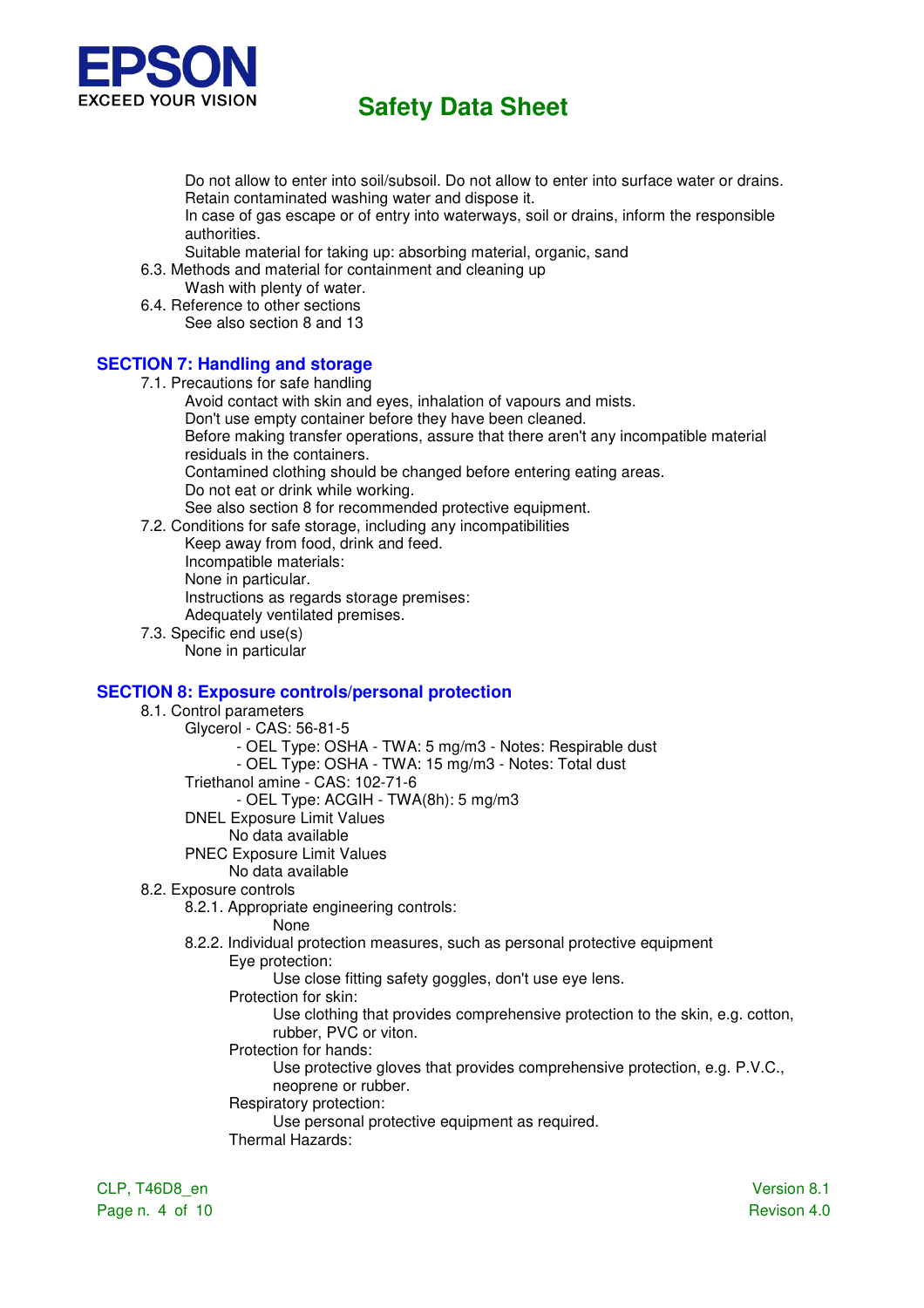Do not allow to enter into soil/subsoil. Do not allow to enter into surface water or drains.
Retain contaminated washing water and dispose it.
In case of gas escape or of entry into waterways, soil or drains, inform the responsible authorities.
Suitable material for taking up: absorbing material, organic, sand

6.3. Methods and material for containment and cleaning up
Wash with plenty of water.

6.4. Reference to other sections
See also section 8 and 13

## SECTION 7: Handling and storage

7.1. Precautions for safe handling
Avoid contact with skin and eyes, inhalation of vapours and mists.
Don't use empty container before they have been cleaned.
Before making transfer operations, assure that there aren't any incompatible material residuals in the containers.
Contamined clothing should be changed before entering eating areas.
Do not eat or drink while working.
See also section 8 for recommended protective equipment.

7.2. Conditions for safe storage, including any incompatibilities
Keep away from food, drink and feed.
Incompatible materials:
None in particular.
Instructions as regards storage premises:
Adequately ventilated premises.

7.3. Specific end use(s)
None in particular

## SECTION 8: Exposure controls/personal protection

8.1. Control parameters
Glycerol - CAS: 56-81-5
- OEL Type: OSHA - TWA: 5 mg/m3 - Notes: Respirable dust
- OEL Type: OSHA - TWA: 15 mg/m3 - Notes: Total dust

Triethanol amine - CAS: 102-71-6
- OEL Type: ACGIH - TWA(8h): 5 mg/m3

DNEL Exposure Limit Values
No data available
PNEC Exposure Limit Values
No data available

8.2. Exposure controls
8.2.1. Appropriate engineering controls:
None
8.2.2. Individual protection measures, such as personal protective equipment
Eye protection:
Use close fitting safety goggles, don't use eye lens.
Protection for skin:
Use clothing that provides comprehensive protection to the skin, e.g. cotton, rubber, PVC or viton.
Protection for hands:
Use protective gloves that provides comprehensive protection, e.g. P.V.C., neoprene or rubber.
Respiratory protection:
Use personal protective equipment as required.
Thermal Hazards: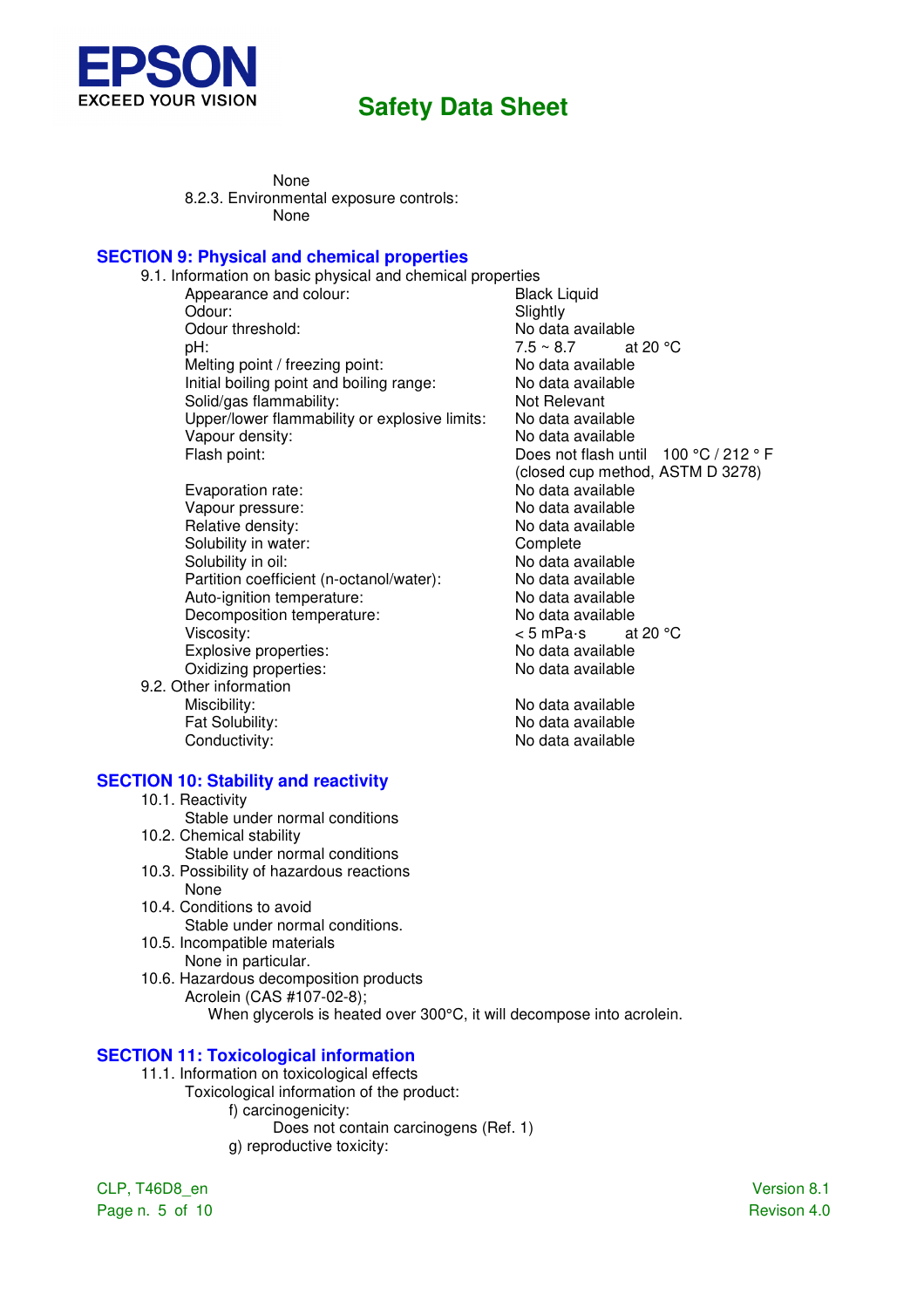None

8.2.3. Environmental exposure controls:

None

## SECTION 9: Physical and chemical properties

9.1. Information on basic physical and chemical properties

| Property | Value |
|---|---|
| Appearance and colour: | Black Liquid |
| Odour: | Slightly |
| Odour threshold: | No data available |
| pH: | 7.5 ~ 8.7 at 20 °C |
| Melting point / freezing point: | No data available |
| Initial boiling point and boiling range: | No data available |
| Solid/gas flammability: | Not Relevant |
| Upper/lower flammability or explosive limits: | No data available |
| Vapour density: | No data available |
| Flash point: | Does not flash until 100 °C / 212 ° F (closed cup method, ASTM D 3278) |
| Evaporation rate: | No data available |
| Vapour pressure: | No data available |
| Relative density: | No data available |
| Solubility in water: | Complete |
| Solubility in oil: | No data available |
| Partition coefficient (n-octanol/water): | No data available |
| Auto-ignition temperature: | No data available |
| Decomposition temperature: | No data available |
| Viscosity: | < 5 mPa·s at 20 °C |
| Explosive properties: | No data available |
| Oxidizing properties: | No data available |

9.2. Other information

| Property | Value |
|---|---|
| Miscibility: | No data available |
| Fat Solubility: | No data available |
| Conductivity: | No data available |

## SECTION 10: Stability and reactivity

10.1. Reactivity

Stable under normal conditions

10.2. Chemical stability

Stable under normal conditions

10.3. Possibility of hazardous reactions

None

10.4. Conditions to avoid

Stable under normal conditions.

10.5. Incompatible materials

None in particular.

10.6. Hazardous decomposition products

Acrolein (CAS #107-02-8);

When glycerols is heated over 300°C, it will decompose into acrolein.

## SECTION 11: Toxicological information

11.1. Information on toxicological effects

Toxicological information of the product:

f) carcinogenicity:

Does not contain carcinogens (Ref. 1)

g) reproductive toxicity: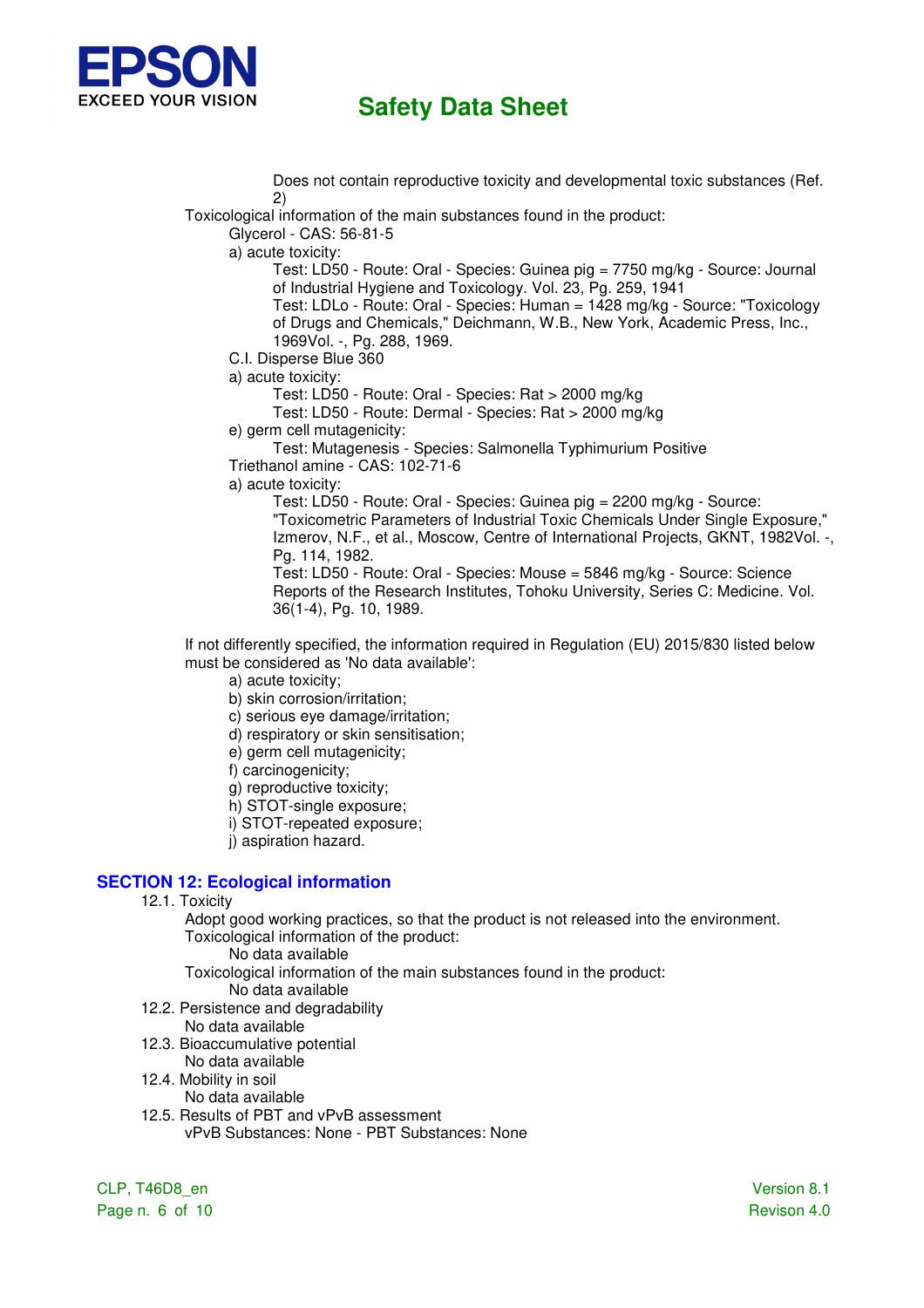Does not contain reproductive toxicity and developmental toxic substances (Ref. 2)

Toxicological information of the main substances found in the product:

Glycerol - CAS: 56-81-5

a) acute toxicity:

Test: LD50 - Route: Oral - Species: Guinea pig = 7750 mg/kg - Source: Journal of Industrial Hygiene and Toxicology. Vol. 23, Pg. 259, 1941

Test: LDLo - Route: Oral - Species: Human = 1428 mg/kg - Source: "Toxicology of Drugs and Chemicals," Deichmann, W.B., New York, Academic Press, Inc., 1969Vol. -, Pg. 288, 1969.

C.I. Disperse Blue 360

a) acute toxicity:

Test: LD50 - Route: Oral - Species: Rat > 2000 mg/kg

Test: LD50 - Route: Dermal - Species: Rat > 2000 mg/kg

e) germ cell mutagenicity:

Test: Mutagenesis - Species: Salmonella Typhimurium Positive

Triethanol amine - CAS: 102-71-6

a) acute toxicity:

Test: LD50 - Route: Oral - Species: Guinea pig = 2200 mg/kg - Source: "Toxicometric Parameters of Industrial Toxic Chemicals Under Single Exposure," Izmerov, N.F., et al., Moscow, Centre of International Projects, GKNT, 1982Vol. -, Pg. 114, 1982.

Test: LD50 - Route: Oral - Species: Mouse = 5846 mg/kg - Source: Science Reports of the Research Institutes, Tohoku University, Series C: Medicine. Vol. 36(1-4), Pg. 10, 1989.

If not differently specified, the information required in Regulation (EU) 2015/830 listed below must be considered as 'No data available':

a) acute toxicity;
b) skin corrosion/irritation;
c) serious eye damage/irritation;
d) respiratory or skin sensitisation;
e) germ cell mutagenicity;
f) carcinogenicity;
g) reproductive toxicity;
h) STOT-single exposure;
i) STOT-repeated exposure;
j) aspiration hazard.

## SECTION 12: Ecological information

12.1. Toxicity

Adopt good working practices, so that the product is not released into the environment.

Toxicological information of the product:

No data available

Toxicological information of the main substances found in the product:

No data available

12.2. Persistence and degradability

No data available

12.3. Bioaccumulative potential

No data available

12.4. Mobility in soil

No data available

12.5. Results of PBT and vPvB assessment

vPvB Substances: None - PBT Substances: None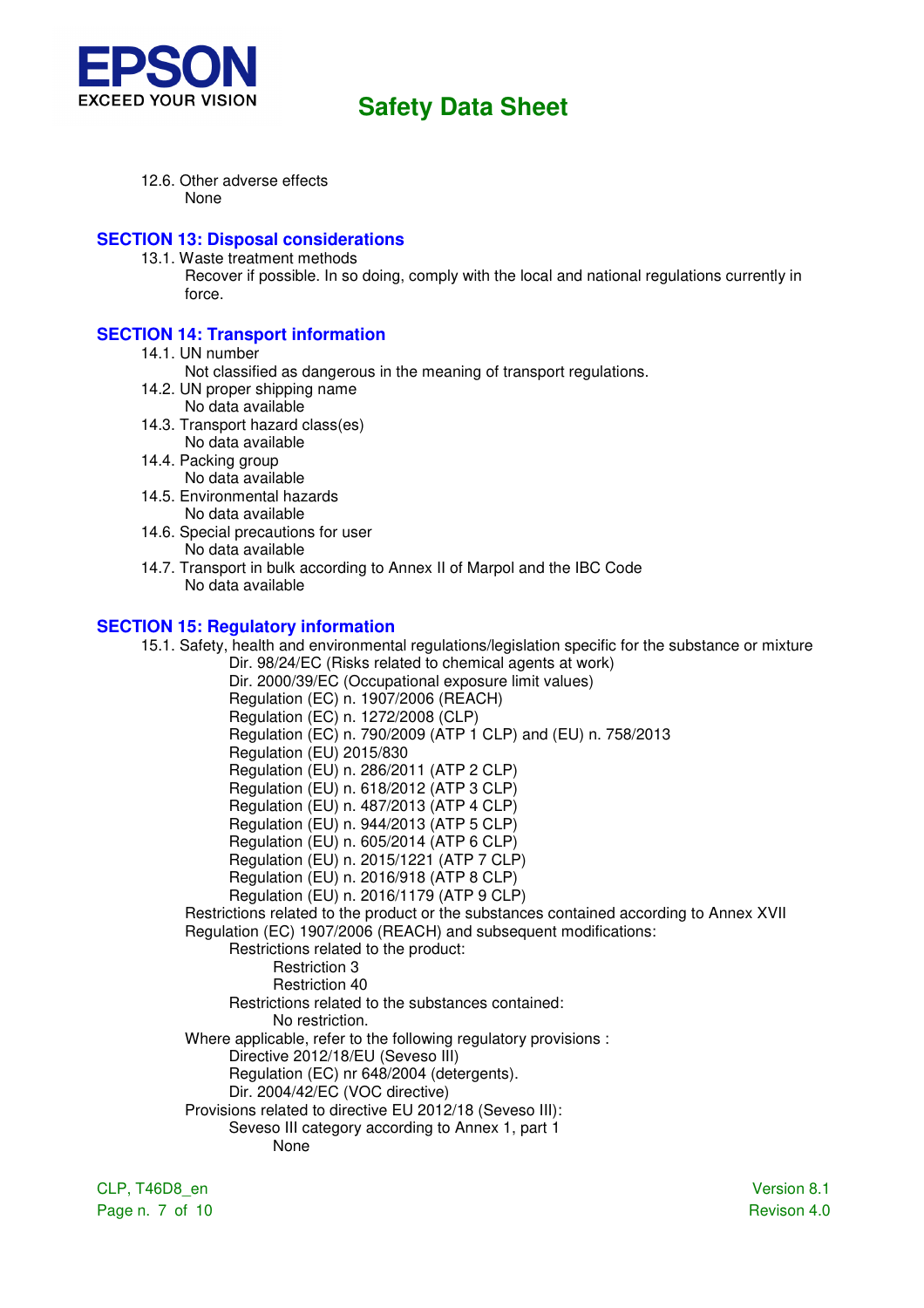12.6. Other adverse effects

None

## SECTION 13: Disposal considerations

13.1. Waste treatment methods

Recover if possible. In so doing, comply with the local and national regulations currently in force.

## SECTION 14: Transport information

14.1. UN number

Not classified as dangerous in the meaning of transport regulations.

14.2. UN proper shipping name

No data available

14.3. Transport hazard class(es)

No data available

14.4. Packing group

No data available

14.5. Environmental hazards

No data available

14.6. Special precautions for user

No data available

14.7. Transport in bulk according to Annex II of Marpol and the IBC Code

No data available

## SECTION 15: Regulatory information

15.1. Safety, health and environmental regulations/legislation specific for the substance or mixture

- Dir. 98/24/EC (Risks related to chemical agents at work)
- Dir. 2000/39/EC (Occupational exposure limit values)
- Regulation (EC) n. 1907/2006 (REACH)
- Regulation (EC) n. 1272/2008 (CLP)
- Regulation (EC) n. 790/2009 (ATP 1 CLP) and (EU) n. 758/2013
- Regulation (EU) 2015/830
- Regulation (EU) n. 286/2011 (ATP 2 CLP)
- Regulation (EU) n. 618/2012 (ATP 3 CLP)
- Regulation (EU) n. 487/2013 (ATP 4 CLP)
- Regulation (EU) n. 944/2013 (ATP 5 CLP)
- Regulation (EU) n. 605/2014 (ATP 6 CLP)
- Regulation (EU) n. 2015/1221 (ATP 7 CLP)
- Regulation (EU) n. 2016/918 (ATP 8 CLP)
- Regulation (EU) n. 2016/1179 (ATP 9 CLP)

Restrictions related to the product or the substances contained according to Annex XVII Regulation (EC) 1907/2006 (REACH) and subsequent modifications:

Restrictions related to the product:

- Restriction 3
- Restriction 40

Restrictions related to the substances contained:

No restriction.

Where applicable, refer to the following regulatory provisions :

- Directive 2012/18/EU (Seveso III)
- Regulation (EC) nr 648/2004 (detergents).
- Dir. 2004/42/EC (VOC directive)

Provisions related to directive EU 2012/18 (Seveso III):

Seveso III category according to Annex 1, part 1

None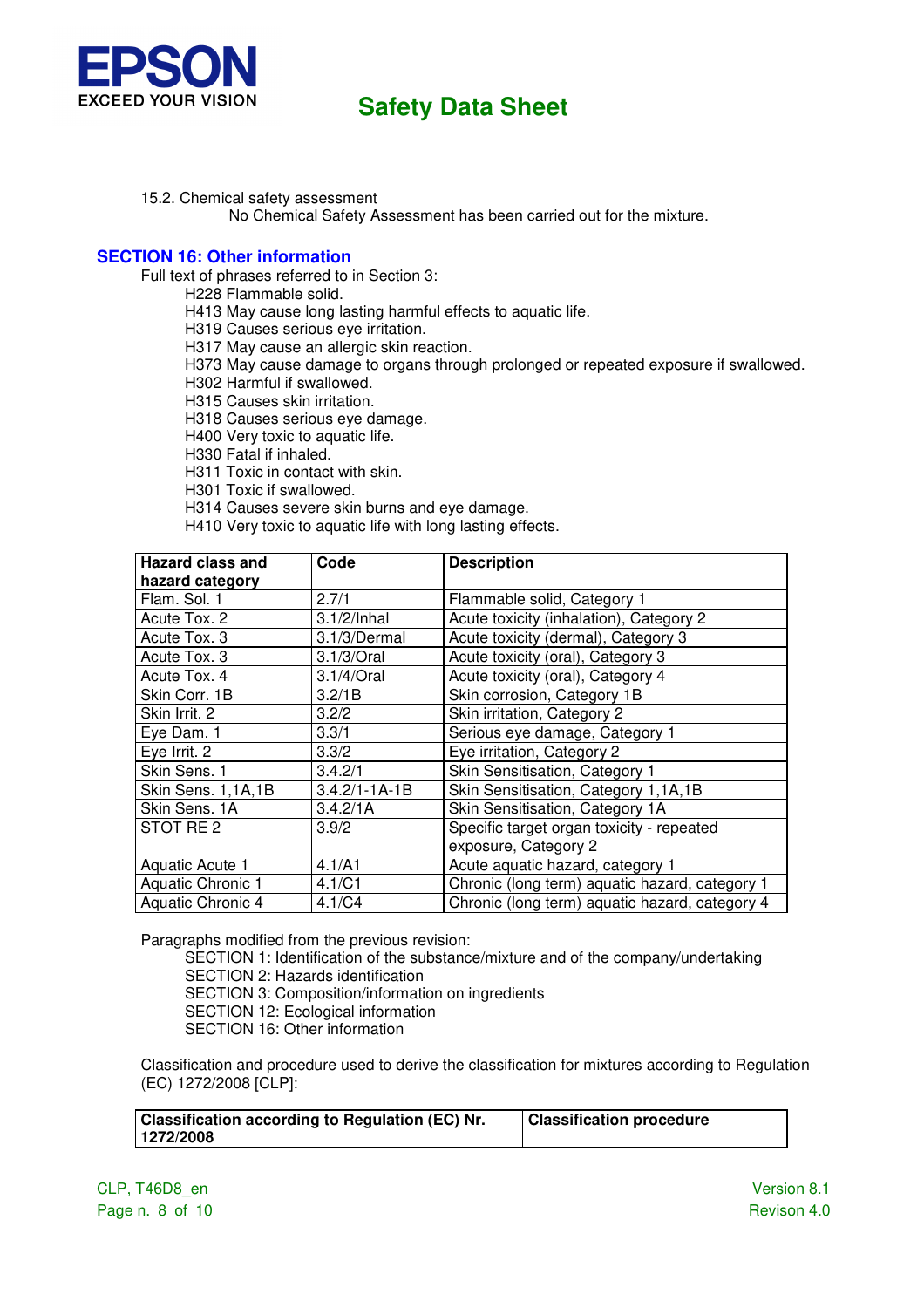15.2. Chemical safety assessment

No Chemical Safety Assessment has been carried out for the mixture.

## SECTION 16: Other information

Full text of phrases referred to in Section 3:

H228 Flammable solid.
H413 May cause long lasting harmful effects to aquatic life.
H319 Causes serious eye irritation.
H317 May cause an allergic skin reaction.
H373 May cause damage to organs through prolonged or repeated exposure if swallowed.
H302 Harmful if swallowed.
H315 Causes skin irritation.
H318 Causes serious eye damage.
H400 Very toxic to aquatic life.
H330 Fatal if inhaled.
H311 Toxic in contact with skin.
H301 Toxic if swallowed.
H314 Causes severe skin burns and eye damage.
H410 Very toxic to aquatic life with long lasting effects.

| Hazard class and hazard category | Code | Description |
|---|---|---|
| Flam. Sol. 1 | 2.7/1 | Flammable solid, Category 1 |
| Acute Tox. 2 | 3.1/2/Inhal | Acute toxicity (inhalation), Category 2 |
| Acute Tox. 3 | 3.1/3/Dermal | Acute toxicity (dermal), Category 3 |
| Acute Tox. 3 | 3.1/3/Oral | Acute toxicity (oral), Category 3 |
| Acute Tox. 4 | 3.1/4/Oral | Acute toxicity (oral), Category 4 |
| Skin Corr. 1B | 3.2/1B | Skin corrosion, Category 1B |
| Skin Irrit. 2 | 3.2/2 | Skin irritation, Category 2 |
| Eye Dam. 1 | 3.3/1 | Serious eye damage, Category 1 |
| Eye Irrit. 2 | 3.3/2 | Eye irritation, Category 2 |
| Skin Sens. 1 | 3.4.2/1 | Skin Sensitisation, Category 1 |
| Skin Sens. 1,1A,1B | 3.4.2/1-1A-1B | Skin Sensitisation, Category 1,1A,1B |
| Skin Sens. 1A | 3.4.2/1A | Skin Sensitisation, Category 1A |
| STOT RE 2 | 3.9/2 | Specific target organ toxicity - repeated exposure, Category 2 |
| Aquatic Acute 1 | 4.1/A1 | Acute aquatic hazard, category 1 |
| Aquatic Chronic 1 | 4.1/C1 | Chronic (long term) aquatic hazard, category 1 |
| Aquatic Chronic 4 | 4.1/C4 | Chronic (long term) aquatic hazard, category 4 |

Paragraphs modified from the previous revision:

SECTION 1: Identification of the substance/mixture and of the company/undertaking
SECTION 2: Hazards identification
SECTION 3: Composition/information on ingredients
SECTION 12: Ecological information
SECTION 16: Other information

Classification and procedure used to derive the classification for mixtures according to Regulation (EC) 1272/2008 [CLP]:

| Classification according to Regulation (EC) Nr. 1272/2008 | Classification procedure |
|---|---|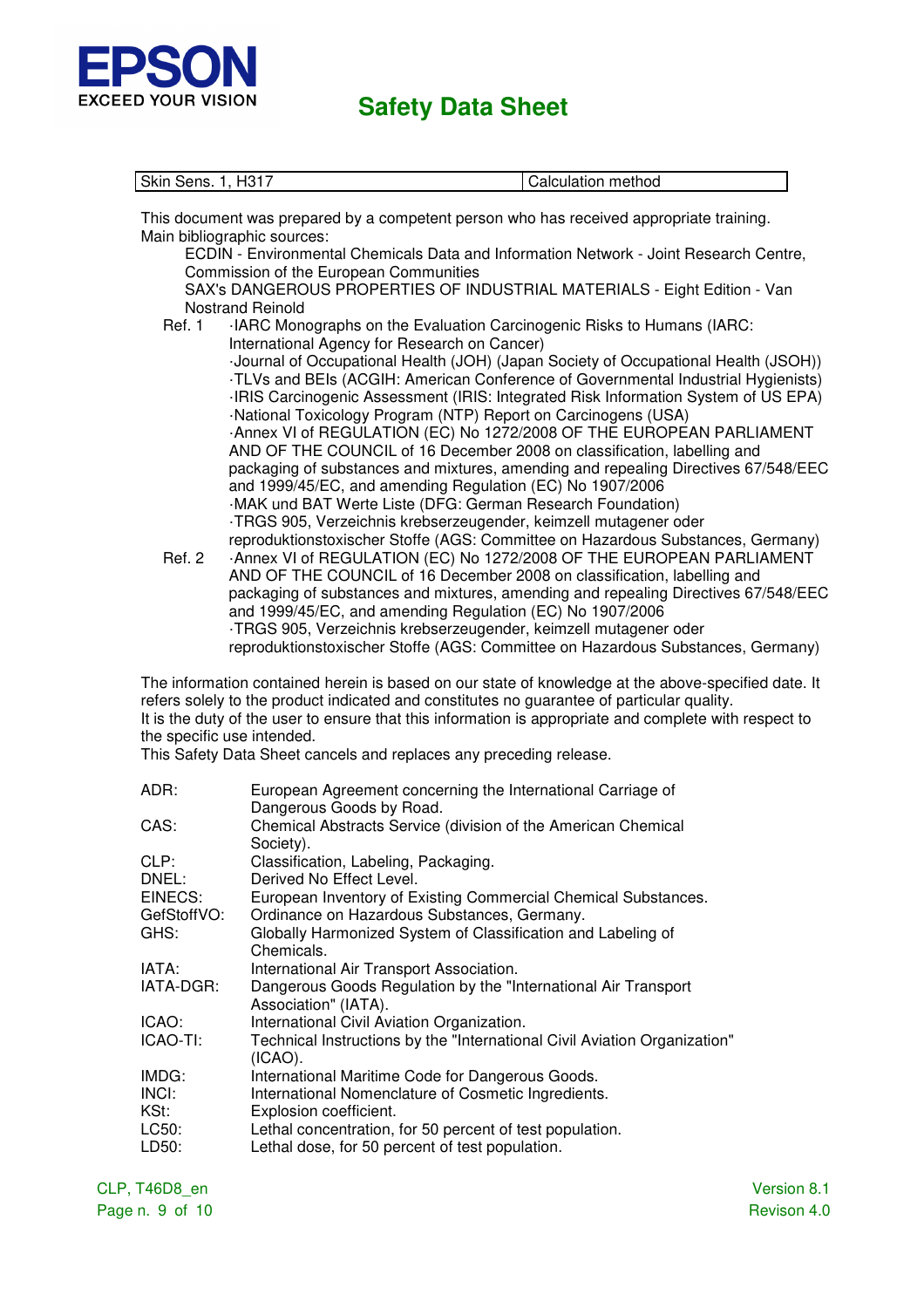| Skin Sens. 1, H317 | Calculation method |
|---|---|

This document was prepared by a competent person who has received appropriate training.
Main bibliographic sources:

ECDIN - Environmental Chemicals Data and Information Network - Joint Research Centre, Commission of the European Communities
SAX's DANGEROUS PROPERTIES OF INDUSTRIAL MATERIALS - Eight Edition - Van Nostrand Reinold

Ref. 1
·IARC Monographs on the Evaluation Carcinogenic Risks to Humans (IARC: International Agency for Research on Cancer)
·Journal of Occupational Health (JOH) (Japan Society of Occupational Health (JSOH))
·TLVs and BEIs (ACGIH: American Conference of Governmental Industrial Hygienists)
·IRIS Carcinogenic Assessment (IRIS: Integrated Risk Information System of US EPA)
·National Toxicology Program (NTP) Report on Carcinogens (USA)
·Annex VI of REGULATION (EC) No 1272/2008 OF THE EUROPEAN PARLIAMENT AND OF THE COUNCIL of 16 December 2008 on classification, labelling and packaging of substances and mixtures, amending and repealing Directives 67/548/EEC and 1999/45/EC, and amending Regulation (EC) No 1907/2006
·MAK und BAT Werte Liste (DFG: German Research Foundation)
·TRGS 905, Verzeichnis krebserzeugender, keimzell mutagener oder reproduktionstoxischer Stoffe (AGS: Committee on Hazardous Substances, Germany)

Ref. 2
·Annex VI of REGULATION (EC) No 1272/2008 OF THE EUROPEAN PARLIAMENT AND OF THE COUNCIL of 16 December 2008 on classification, labelling and packaging of substances and mixtures, amending and repealing Directives 67/548/EEC and 1999/45/EC, and amending Regulation (EC) No 1907/2006
·TRGS 905, Verzeichnis krebserzeugender, keimzell mutagener oder reproduktionstoxischer Stoffe (AGS: Committee on Hazardous Substances, Germany)

The information contained herein is based on our state of knowledge at the above-specified date. It refers solely to the product indicated and constitutes no guarantee of particular quality.
It is the duty of the user to ensure that this information is appropriate and complete with respect to the specific use intended.
This Safety Data Sheet cancels and replaces any preceding release.

ADR: European Agreement concerning the International Carriage of Dangerous Goods by Road.
CAS: Chemical Abstracts Service (division of the American Chemical Society).
CLP: Classification, Labeling, Packaging.
DNEL: Derived No Effect Level.
EINECS: European Inventory of Existing Commercial Chemical Substances.
GefStoffVO: Ordinance on Hazardous Substances, Germany.
GHS: Globally Harmonized System of Classification and Labeling of Chemicals.
IATA: International Air Transport Association.
IATA-DGR: Dangerous Goods Regulation by the "International Air Transport Association" (IATA).
ICAO: International Civil Aviation Organization.
ICAO-TI: Technical Instructions by the "International Civil Aviation Organization" (ICAO).
IMDG: International Maritime Code for Dangerous Goods.
INCI: International Nomenclature of Cosmetic Ingredients.
KSt: Explosion coefficient.
LC50: Lethal concentration, for 50 percent of test population.
LD50: Lethal dose, for 50 percent of test population.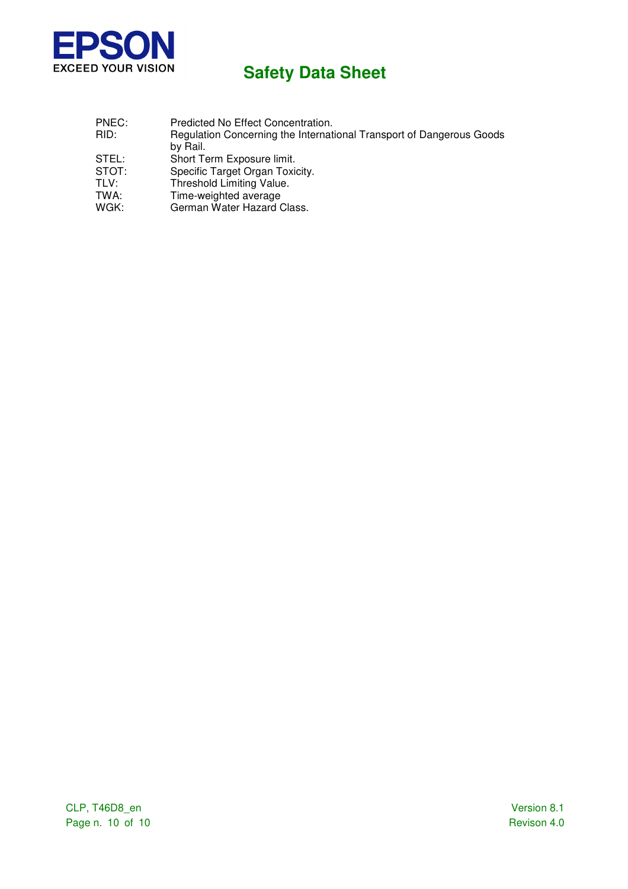| | |
|---|---|
| PNEC: | Predicted No Effect Concentration. |
| RID: | Regulation Concerning the International Transport of Dangerous Goods by Rail. |
| STEL: | Short Term Exposure limit. |
| STOT: | Specific Target Organ Toxicity. |
| TLV: | Threshold Limiting Value. |
| TWA: | Time-weighted average |
| WGK: | German Water Hazard Class. |